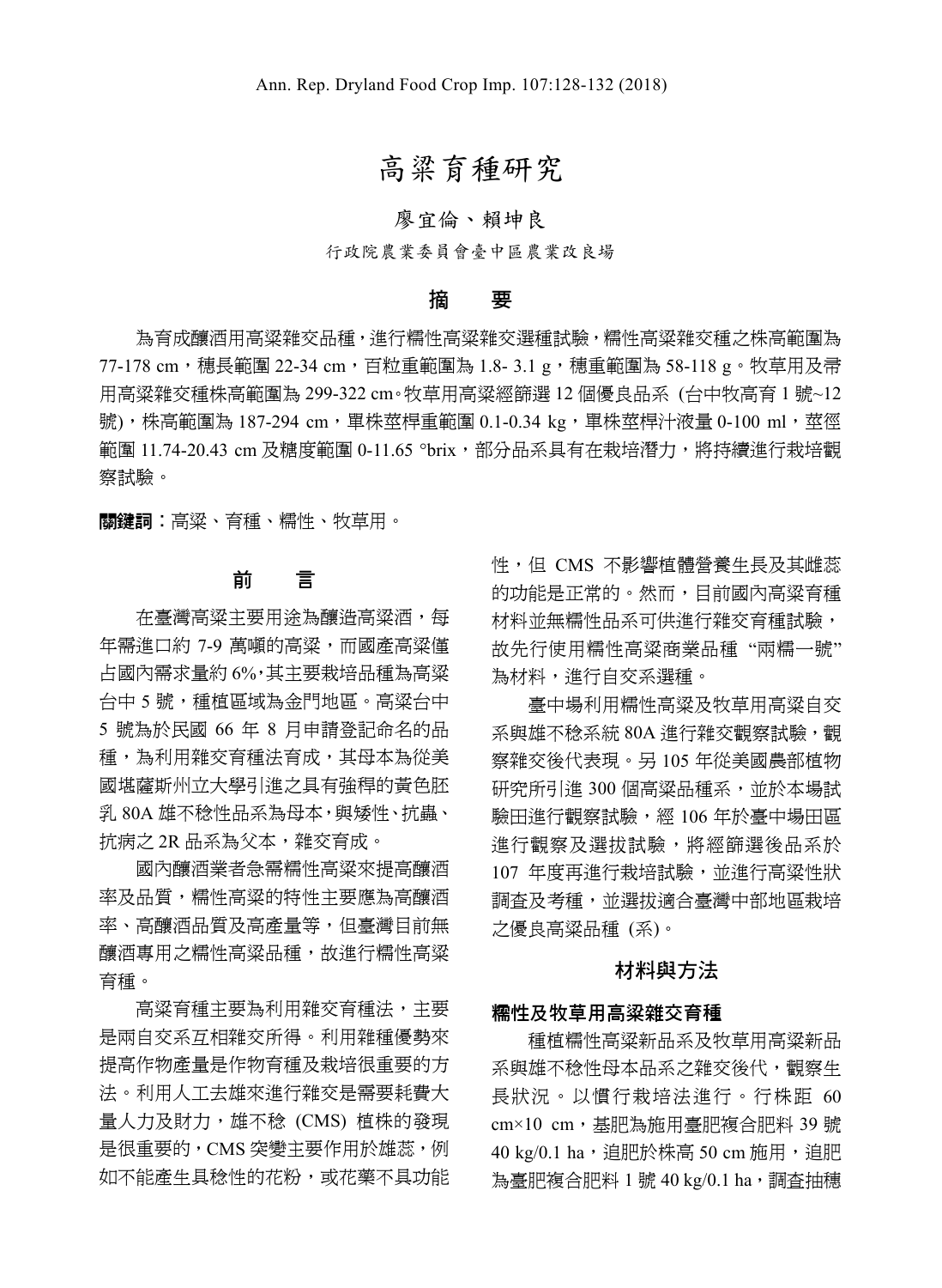# 高粱育種研究

廖宜倫、賴坤良

行政院農業委員會臺中區農業改良場

## 摘　要

為育成釀酒用高粱雜交品種，進行糯性高粱雜交選種試驗，糯性高粱雜交種之株高範圍為77-178 cm，穗長範圍 22-34 cm，百粒重範圍為 1.8- 3.1 g，穗重範圍為 58-118 g。牧草用及帚用高粱雜交種株高範圍為 299-322 cm。牧草用高粱經篩選 12 個優良品系 (台中牧高育 1 號~12 號)，株高範圍為 187-294 cm，單株莖桿重範圍 0.1-0.34 kg，單株莖桿汁液量 0-100 ml，莖徑範圍 11.74-20.43 cm 及糖度範圍 0-11.65 °brix，部分品系具有在栽培潛力，將持續進行栽培觀察試驗。

**關鍵詞**：高粱、育種、糯性、牧草用。

## 前　言

在臺灣高粱主要用途為釀造高粱酒，每年需進口約 7-9 萬噸的高粱，而國產高粱僅占國內需求量約 6%，其主要栽培品種為高粱台中 5 號，種植區域為金門地區。高粱台中 5 號為於民國 66 年 8 月申請登記命名的品種，為利用雜交育種法育成，其母本為從美國堪薩斯州立大學引進之具有強稈的黃色胚乳 80A 雄不稔性品系為母本，與矮性、抗蟲、抗病之 2R 品系為父本，雜交育成。

國內釀酒業者急需糯性高粱來提高釀酒率及品質，糯性高粱的特性主要應為高釀酒率、高釀酒品質及高產量等，但臺灣目前無釀酒專用之糯性高粱品種，故進行糯性高粱育種。

高粱育種主要為利用雜交育種法，主要是兩自交系互相雜交所得。利用雜種優勢來提高作物產量是作物育種及栽培很重要的方法。利用人工去雄來進行雜交是需要耗費大量人力及財力，雄不稔 (CMS) 植株的發現是很重要的，CMS 突變主要作用於雄蕊，例如不能產生具稔性的花粉，或花藥不具功能性，但 CMS 不影響植體營養生長及其雌蕊的功能是正常的。然而，目前國內高粱育種材料並無糯性品系可供進行雜交育種試驗，故先行使用糯性高粱商業品種 “兩糯一號” 為材料，進行自交系選種。

臺中場利用糯性高粱及牧草用高粱自交系與雄不稔系統 80A 進行雜交觀察試驗，觀察雜交後代表現。另 105 年從美國農部植物研究所引進 300 個高粱品種系，並於本場試驗田進行觀察試驗，經 106 年於臺中場田區進行觀察及選拔試驗，將經篩選後品系於 107 年度再進行栽培試驗，並進行高粱性狀調查及考種，並選拔適合臺灣中部地區栽培之優良高粱品種 (系)。

## 材料與方法

### 糯性及牧草用高粱雜交育種

種植糯性高粱新品系及牧草用高粱新品系與雄不稔性母本品系之雜交後代，觀察生長狀況。以慣行栽培法進行。行株距 60 cm×10 cm，基肥為施用臺肥複合肥料 39 號 40 kg/0.1 ha，追肥於株高 50 cm 施用，追肥為臺肥複合肥料 1 號 40 kg/0.1 ha，調查抽穗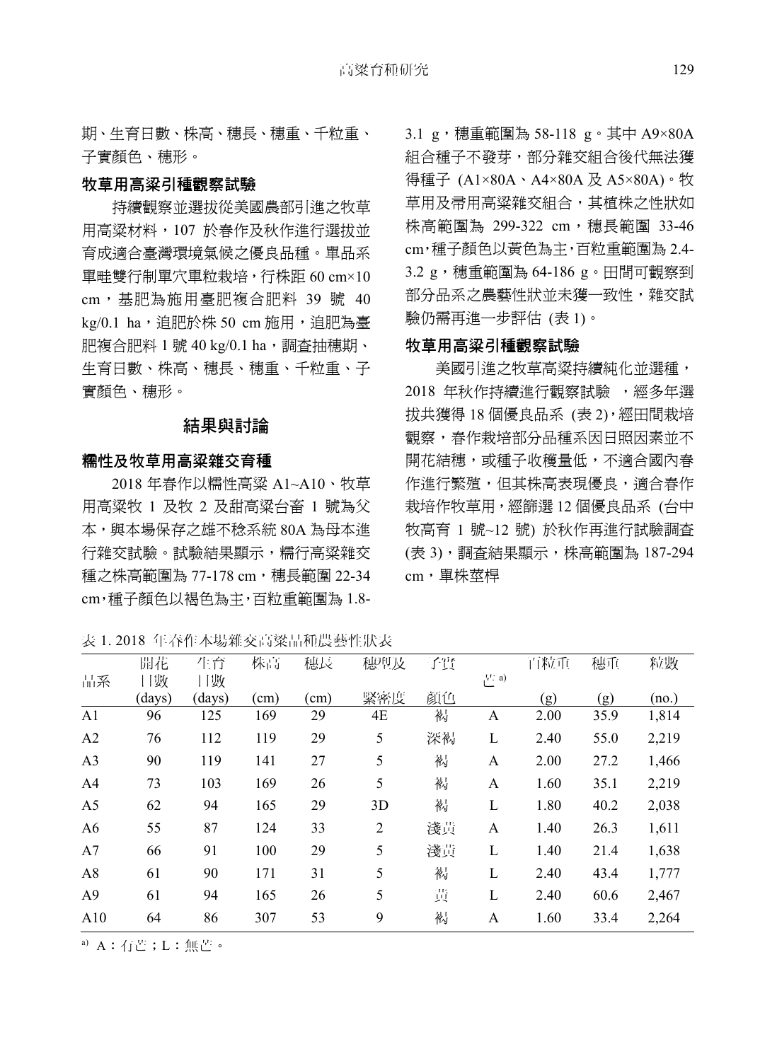期、生育日數、株高、穗長、穗重、千粒重、子實顏色、穗形。

### 牧草用高粱引種觀察試驗

持續觀察並選拔從美國農部引進之牧草用高粱材料，107 於春作及秋作進行選拔並育成適合臺灣環境氣候之優良品種。單品系單畦雙行制單穴單粒栽培，行株距 60 cm×10 cm，基肥為施用臺肥複合肥料 39 號 40 kg/0.1 ha，追肥於株 50 cm 施用，追肥為臺肥複合肥料 1 號 40 kg/0.1 ha，調查抽穗期、生育日數、株高、穗長、穗重、千粒重、子實顏色、穗形。

## 結果與討論

### 糯性及牧草用高粱雜交育種

2018 年春作以糯性高粱 A1~A10、牧草用高粱牧 1 及牧 2 及甜高粱台畜 1 號為父本，與本場保存之雄不稔系統 80A 為母本進行雜交試驗。試驗結果顯示，糯行高粱雜交種之株高範圍為 77-178 cm，穗長範圍 22-34 cm，種子顏色以褐色為主，百粒重範圍為 1.8-3.1 g，穗重範圍為 58-118 g。其中 A9×80A 組合種子不發芽，部分雜交組合後代無法獲得種子 (A1×80A、A4×80A 及 A5×80A)。牧草用及帚用高粱雜交組合，其植株之性狀如株高範圍為 299-322 cm，穗長範圍 33-46 cm，種子顏色以黃色為主，百粒重範圍為 2.4-3.2 g，穗重範圍為 64-186 g。田間可觀察到部分品系之農藝性狀並未獲一致性，雜交試驗仍需再進一步評估 (表 1)。

### 牧草用高粱引種觀察試驗

美國引進之牧草高粱持續純化並選種，2018 年秋作持續進行觀察試驗 ，經多年選拔共獲得 18 個優良品系 (表 2)，經田間栽培觀察，春作栽培部分品種系因日照因素並不開花結穗，或種子收穫量低，不適合國內春作進行繁殖，但其株高表現優良，適合春作栽培作牧草用，經篩選 12 個優良品系 (台中牧高育 1 號~12 號) 於秋作再進行試驗調查 (表 3)，調查結果顯示，株高範圍為 187-294 cm，單株莖桿

表 1. 2018 年春作本場雜交高粱品種農藝性狀表

| 品系 | 開花日數 (days) | 生育日數 (days) | 株高 (cm) | 穗長 (cm) | 穗型及緊密度 | 子實顏色 | 芒[a] | 百粒重 (g) | 穗重 (g) | 粒數 (no.) |
|---|---|---|---|---|---|---|---|---|---|---|
| A1 | 96 | 125 | 169 | 29 | 4E | 褐 | A | 2.00 | 35.9 | 1,814 |
| A2 | 76 | 112 | 119 | 29 | 5 | 深褐 | L | 2.40 | 55.0 | 2,219 |
| A3 | 90 | 119 | 141 | 27 | 5 | 褐 | A | 2.00 | 27.2 | 1,466 |
| A4 | 73 | 103 | 169 | 26 | 5 | 褐 | A | 1.60 | 35.1 | 2,219 |
| A5 | 62 | 94 | 165 | 29 | 3D | 褐 | L | 1.80 | 40.2 | 2,038 |
| A6 | 55 | 87 | 124 | 33 | 2 | 淺黃 | A | 1.40 | 26.3 | 1,611 |
| A7 | 66 | 91 | 100 | 29 | 5 | 淺黃 | L | 1.40 | 21.4 | 1,638 |
| A8 | 61 | 90 | 171 | 31 | 5 | 褐 | L | 2.40 | 43.4 | 1,777 |
| A9 | 61 | 94 | 165 | 26 | 5 | 黃 | L | 2.40 | 60.6 | 2,467 |
| A10 | 64 | 86 | 307 | 53 | 9 | 褐 | A | 1.60 | 33.4 | 2,264 |

[a] A：有芒；L：無芒。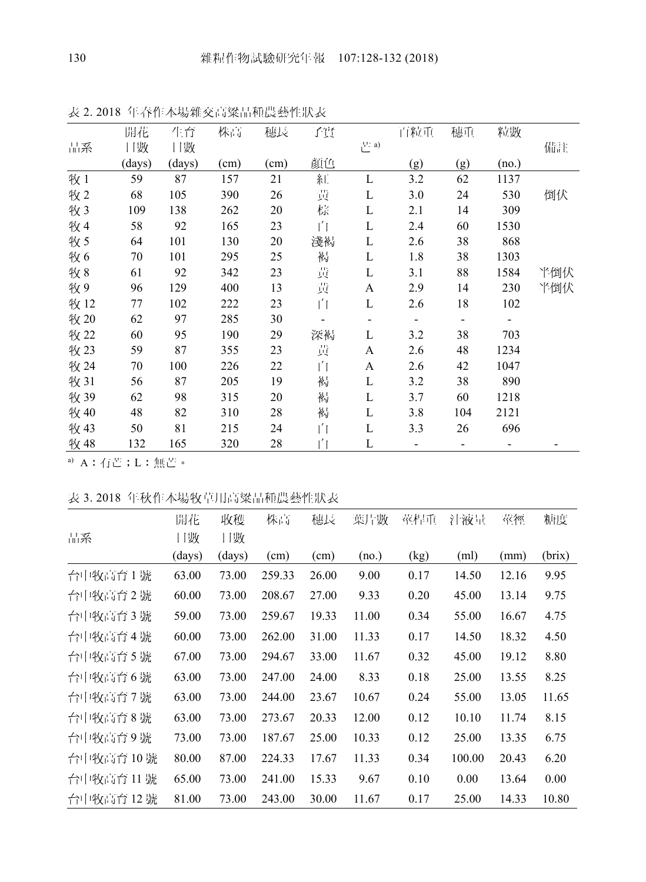表 2. 2018 年春作本場雜交高粱品種農藝性狀表

| 品系 | 開花日數 (days) | 生育日數 (days) | 株高 (cm) | 穗長 (cm) | 子實顏色 | 芒 a) | 百粒重 (g) | 穗重 (g) | 粒數 (no.) | 備註 |
|---|---|---|---|---|---|---|---|---|---|---|
| 牧 1 | 59 | 87 | 157 | 21 | 紅 | L | 3.2 | 62 | 1137 | |
| 牧 2 | 68 | 105 | 390 | 26 | 黃 | L | 3.0 | 24 | 530 | 倒伏 |
| 牧 3 | 109 | 138 | 262 | 20 | 棕 | L | 2.1 | 14 | 309 | |
| 牧 4 | 58 | 92 | 165 | 23 | 白 | L | 2.4 | 60 | 1530 | |
| 牧 5 | 64 | 101 | 130 | 20 | 淺褐 | L | 2.6 | 38 | 868 | |
| 牧 6 | 70 | 101 | 295 | 25 | 褐 | L | 1.8 | 38 | 1303 | |
| 牧 8 | 61 | 92 | 342 | 23 | 黃 | L | 3.1 | 88 | 1584 | 半倒伏 |
| 牧 9 | 96 | 129 | 400 | 13 | 黃 | A | 2.9 | 14 | 230 | 半倒伏 |
| 牧 12 | 77 | 102 | 222 | 23 | 白 | L | 2.6 | 18 | 102 | |
| 牧 20 | 62 | 97 | 285 | 30 | - | - | - | - | - | |
| 牧 22 | 60 | 95 | 190 | 29 | 深褐 | L | 3.2 | 38 | 703 | |
| 牧 23 | 59 | 87 | 355 | 23 | 黃 | A | 2.6 | 48 | 1234 | |
| 牧 24 | 70 | 100 | 226 | 22 | 白 | A | 2.6 | 42 | 1047 | |
| 牧 31 | 56 | 87 | 205 | 19 | 褐 | L | 3.2 | 38 | 890 | |
| 牧 39 | 62 | 98 | 315 | 20 | 褐 | L | 3.7 | 60 | 1218 | |
| 牧 40 | 48 | 82 | 310 | 28 | 褐 | L | 3.8 | 104 | 2121 | |
| 牧 43 | 50 | 81 | 215 | 24 | 白 | L | 3.3 | 26 | 696 | |
| 牧 48 | 132 | 165 | 320 | 28 | 白 | L | - | - | - | - |

a) A：有芒；L：無芒。

表 3. 2018 年秋作本場牧草用高粱品種農藝性狀表

| 品系 | 開花日數 (days) | 收穫日數 (days) | 株高 (cm) | 穗長 (cm) | 葉片數 (no.) | 莖桿重 (kg) | 汁液量 (ml) | 莖徑 (mm) | 糖度 (brix) |
|---|---|---|---|---|---|---|---|---|---|
| 台中牧高育 1 號 | 63.00 | 73.00 | 259.33 | 26.00 | 9.00 | 0.17 | 14.50 | 12.16 | 9.95 |
| 台中牧高育 2 號 | 60.00 | 73.00 | 208.67 | 27.00 | 9.33 | 0.20 | 45.00 | 13.14 | 9.75 |
| 台中牧高育 3 號 | 59.00 | 73.00 | 259.67 | 19.33 | 11.00 | 0.34 | 55.00 | 16.67 | 4.75 |
| 台中牧高育 4 號 | 60.00 | 73.00 | 262.00 | 31.00 | 11.33 | 0.17 | 14.50 | 18.32 | 4.50 |
| 台中牧高育 5 號 | 67.00 | 73.00 | 294.67 | 33.00 | 11.67 | 0.32 | 45.00 | 19.12 | 8.80 |
| 台中牧高育 6 號 | 63.00 | 73.00 | 247.00 | 24.00 | 8.33 | 0.18 | 25.00 | 13.55 | 8.25 |
| 台中牧高育 7 號 | 63.00 | 73.00 | 244.00 | 23.67 | 10.67 | 0.24 | 55.00 | 13.05 | 11.65 |
| 台中牧高育 8 號 | 63.00 | 73.00 | 273.67 | 20.33 | 12.00 | 0.12 | 10.10 | 11.74 | 8.15 |
| 台中牧高育 9 號 | 73.00 | 73.00 | 187.67 | 25.00 | 10.33 | 0.12 | 25.00 | 13.35 | 6.75 |
| 台中牧高育 10 號 | 80.00 | 87.00 | 224.33 | 17.67 | 11.33 | 0.34 | 100.00 | 20.43 | 6.20 |
| 台中牧高育 11 號 | 65.00 | 73.00 | 241.00 | 15.33 | 9.67 | 0.10 | 0.00 | 13.64 | 0.00 |
| 台中牧高育 12 號 | 81.00 | 73.00 | 243.00 | 30.00 | 11.67 | 0.17 | 25.00 | 14.33 | 10.80 |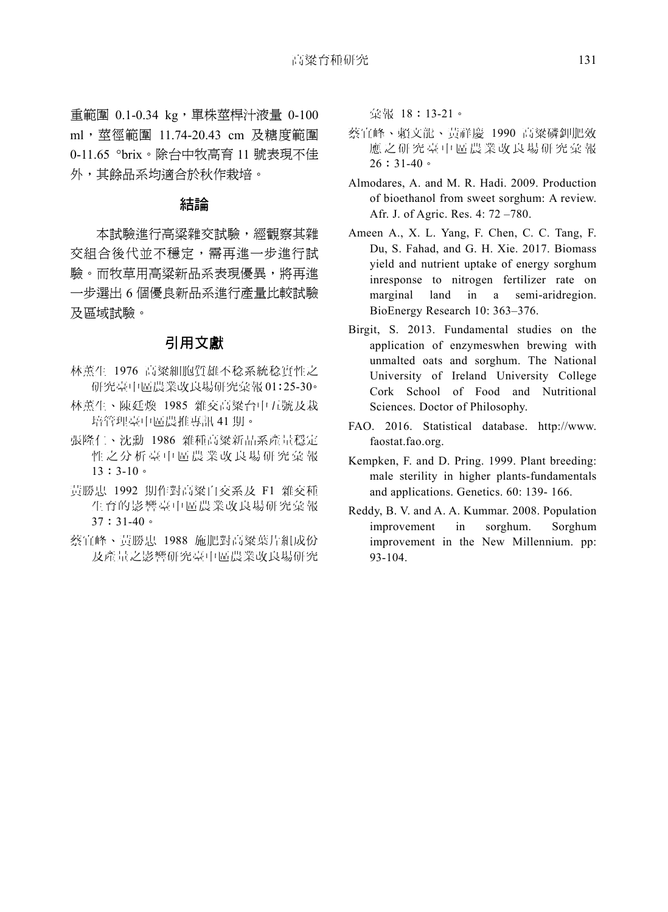重範圍 0.1-0.34 kg，單株莖桿汁液量 0-100 ml，莖徑範圍 11.74-20.43 cm 及糖度範圍 0-11.65 °brix。除台中牧高育 11 號表現不佳外，其餘品系均適合於秋作栽培。

## 結論

本試驗進行高粱雜交試驗，經觀察其雜交組合後代並不穩定，需再進一步進行試驗。而牧草用高粱新品系表現優異，將再進一步選出 6 個優良新品系進行產量比較試驗及區域試驗。

## 引用文獻

林燕生 1976 高粱細胞質雄不稔系統稔實性之研究臺中區農業改良場研究彙報 01：25-30。

林燕生、陳廷煥 1985 雜交高粱台中五號及栽培管理臺中區農推專訊 41 期。

張隆仁、沈勳 1986 雜種高粱新品系產量穩定性之分析臺中區農業改良場研究彙報 13：3-10。

黃勝忠 1992 期作對高粱自交系及 F1 雜交種生育的影響臺中區農業改良場研究彙報 37：31-40。

蔡宜峰、黃勝忠 1988 施肥對高粱葉片組成份及產量之影響研究臺中區農業改良場研究彙報 18：13-21。

蔡宜峰、賴文龍、黃祥慶 1990 高粱磷鉀肥效應之研究臺中區農業改良場研究彙報 26：31-40。

Almodares, A. and M. R. Hadi. 2009. Production of bioethanol from sweet sorghum: A review. Afr. J. of Agric. Res. 4: 72 –780.

Ameen A., X. L. Yang, F. Chen, C. C. Tang, F. Du, S. Fahad, and G. H. Xie. 2017. Biomass yield and nutrient uptake of energy sorghum inresponse to nitrogen fertilizer rate on marginal land in a semi-aridregion. BioEnergy Research 10: 363–376.

Birgit, S. 2013. Fundamental studies on the application of enzymeswhen brewing with unmalted oats and sorghum. The National University of Ireland University College Cork School of Food and Nutritional Sciences. Doctor of Philosophy.

FAO. 2016. Statistical database. http://www.faostat.fao.org.

Kempken, F. and D. Pring. 1999. Plant breeding: male sterility in higher plants-fundamentals and applications. Genetics. 60: 139- 166.

Reddy, B. V. and A. A. Kummar. 2008. Population improvement in sorghum. Sorghum improvement in the New Millennium. pp: 93-104.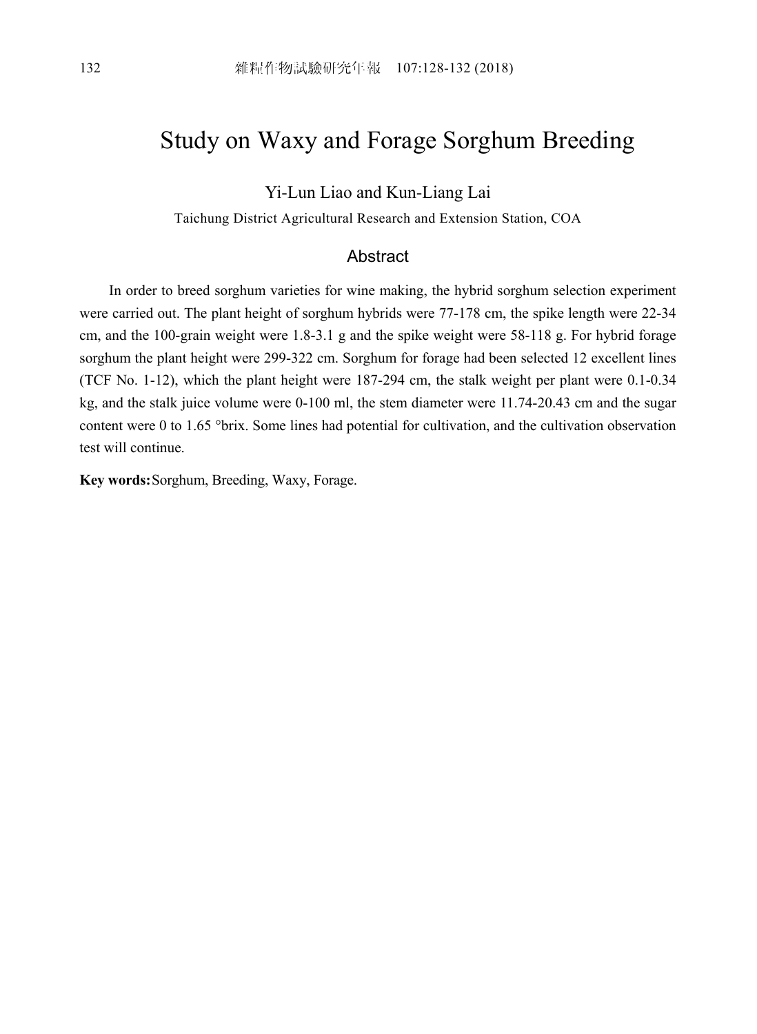# Study on Waxy and Forage Sorghum Breeding

Yi-Lun Liao and Kun-Liang Lai

Taichung District Agricultural Research and Extension Station, COA

## Abstract

In order to breed sorghum varieties for wine making, the hybrid sorghum selection experiment were carried out. The plant height of sorghum hybrids were 77-178 cm, the spike length were 22-34 cm, and the 100-grain weight were 1.8-3.1 g and the spike weight were 58-118 g. For hybrid forage sorghum the plant height were 299-322 cm. Sorghum for forage had been selected 12 excellent lines (TCF No. 1-12), which the plant height were 187-294 cm, the stalk weight per plant were 0.1-0.34 kg, and the stalk juice volume were 0-100 ml, the stem diameter were 11.74-20.43 cm and the sugar content were 0 to 1.65 °brix. Some lines had potential for cultivation, and the cultivation observation test will continue.

**Key words:** Sorghum, Breeding, Waxy, Forage.